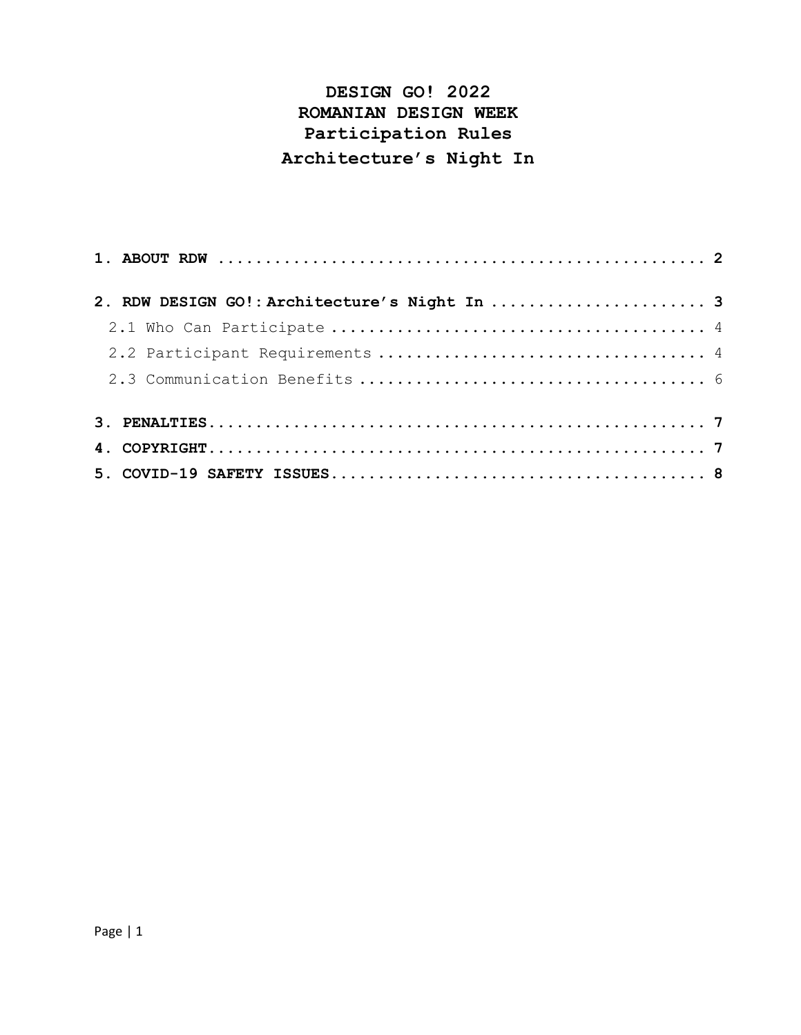# DESIGN GO! 2022
# ROMANIAN DESIGN WEEK
# Participation Rules
# Architecture’s Night In

**1. ABOUT RDW .................................................... 2**

**2. RDW DESIGN GO!: Architecture’s Night In ...................... 3**

2.1 Who Can Participate ........................................ 4

2.2 Participant Requirements ................................... 4

2.3 Communication Benefits ..................................... 6

**3. PENALTIES..................................................... 7**

**4. COPYRIGHT..................................................... 7**

**5. COVID-19 SAFETY ISSUES........................................ 8**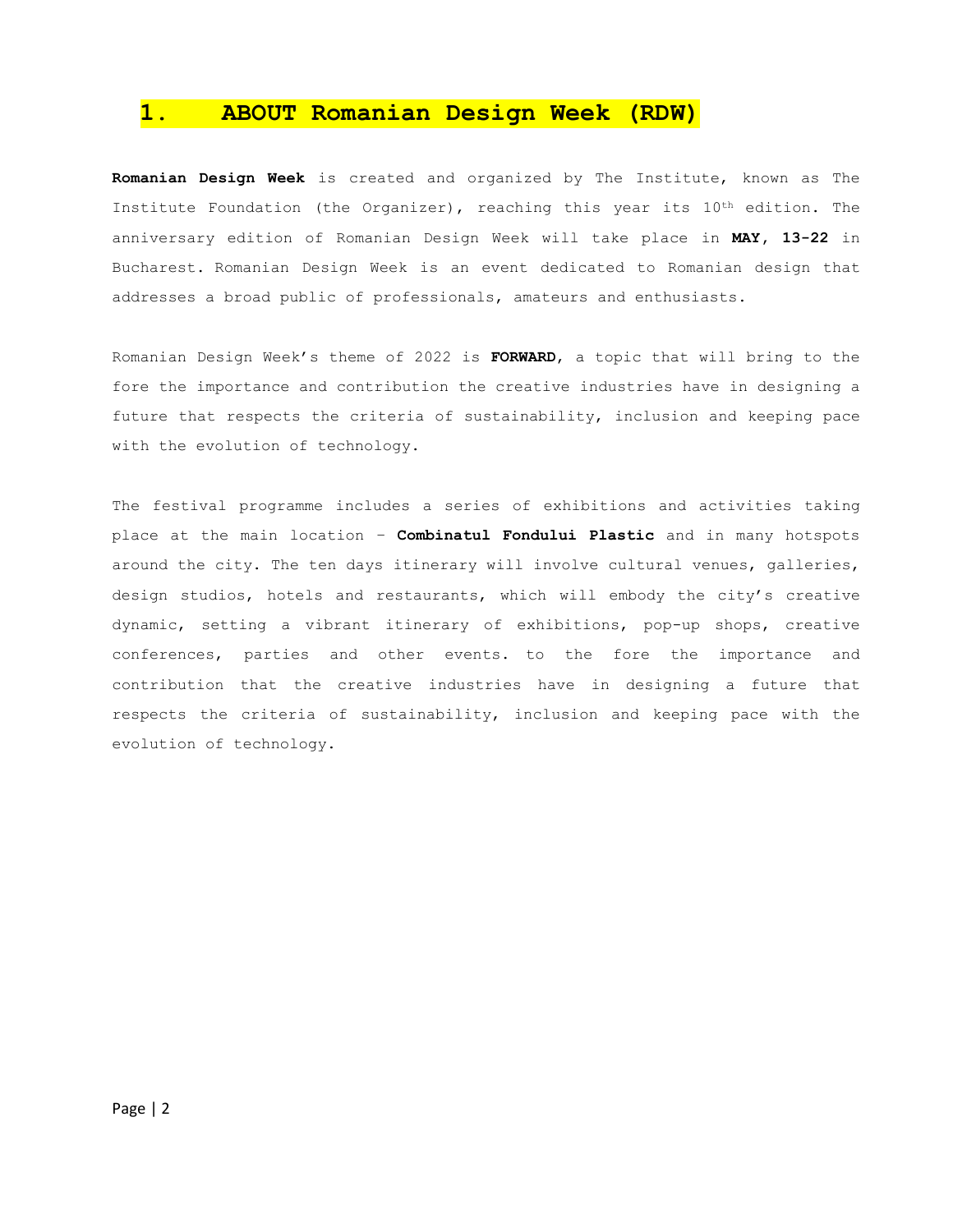# 1. ABOUT Romanian Design Week (RDW)

**Romanian Design Week** is created and organized by The Institute, known as The Institute Foundation (the Organizer), reaching this year its 10th edition. The anniversary edition of Romanian Design Week will take place in **MAY, 13-22** in Bucharest. Romanian Design Week is an event dedicated to Romanian design that addresses a broad public of professionals, amateurs and enthusiasts.

Romanian Design Week's theme of 2022 is **FORWARD**, a topic that will bring to the fore the importance and contribution the creative industries have in designing a future that respects the criteria of sustainability, inclusion and keeping pace with the evolution of technology.

The festival programme includes a series of exhibitions and activities taking place at the main location – **Combinatul Fondului Plastic** and in many hotspots around the city. The ten days itinerary will involve cultural venues, galleries, design studios, hotels and restaurants, which will embody the city's creative dynamic, setting a vibrant itinerary of exhibitions, pop-up shops, creative conferences, parties and other events. to the fore the importance and contribution that the creative industries have in designing a future that respects the criteria of sustainability, inclusion and keeping pace with the evolution of technology.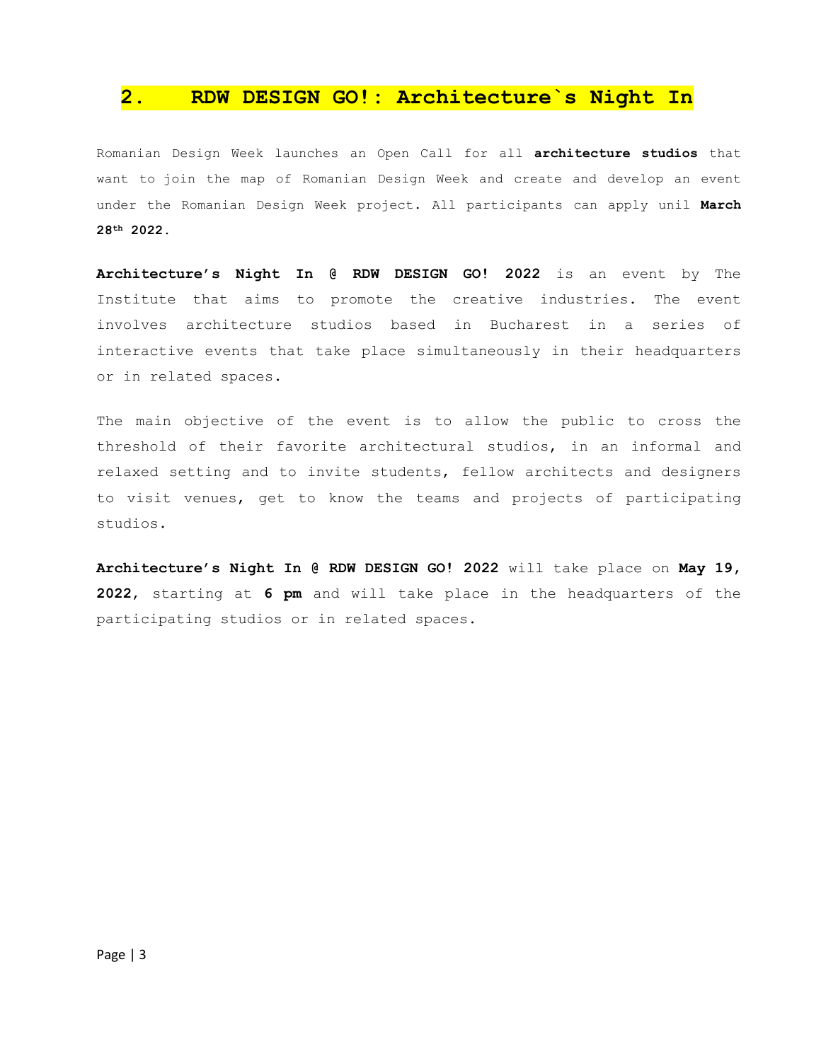## 2. RDW DESIGN GO!: Architecture`s Night In

Romanian Design Week launches an Open Call for all **architecture studios** that want to join the map of Romanian Design Week and create and develop an event under the Romanian Design Week project. All participants can apply unil **March 28th 2022**.

**Architecture's Night In @ RDW DESIGN GO! 2022** is an event by The Institute that aims to promote the creative industries. The event involves architecture studios based in Bucharest in a series of interactive events that take place simultaneously in their headquarters or in related spaces.

The main objective of the event is to allow the public to cross the threshold of their favorite architectural studios, in an informal and relaxed setting and to invite students, fellow architects and designers to visit venues, get to know the teams and projects of participating studios.

**Architecture's Night In @ RDW DESIGN GO! 2022** will take place on **May 19, 2022**, starting at **6 pm** and will take place in the headquarters of the participating studios or in related spaces.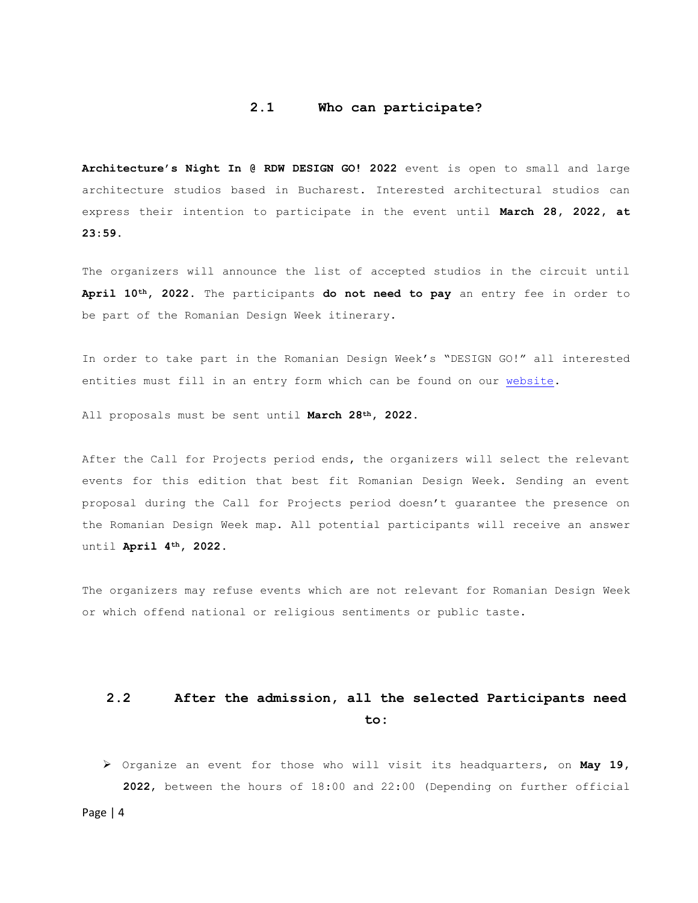## 2.1 Who can participate?

**Architecture's Night In @ RDW DESIGN GO! 2022** event is open to small and large architecture studios based in Bucharest. Interested architectural studios can express their intention to participate in the event until **March 28, 2022, at 23:59.**

The organizers will announce the list of accepted studios in the circuit until **April 10th, 2022.** The participants **do not need to pay** an entry fee in order to be part of the Romanian Design Week itinerary.

In order to take part in the Romanian Design Week's "DESIGN GO!" all interested entities must fill in an entry form which can be found on our website.

All proposals must be sent until **March 28th, 2022.**

After the Call for Projects period ends, the organizers will select the relevant events for this edition that best fit Romanian Design Week. Sending an event proposal during the Call for Projects period doesn't guarantee the presence on the Romanian Design Week map. All potential participants will receive an answer until **April 4th, 2022.**

The organizers may refuse events which are not relevant for Romanian Design Week or which offend national or religious sentiments or public taste.

## 2.2 After the admission, all the selected Participants need to:

- Organize an event for those who will visit its headquarters, on **May 19, 2022**, between the hours of 18:00 and 22:00 (Depending on further official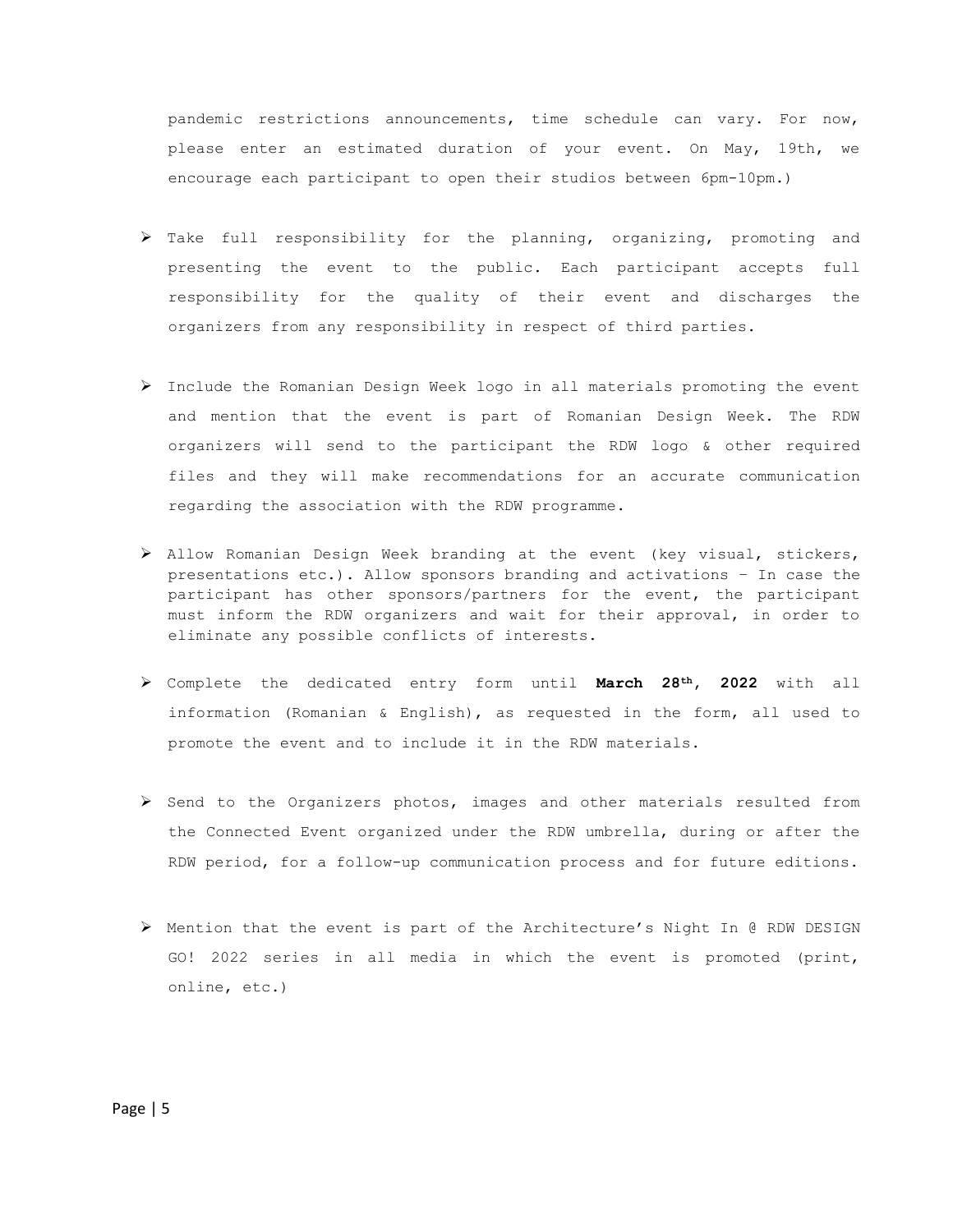pandemic restrictions announcements, time schedule can vary. For now, please enter an estimated duration of your event. On May, 19th, we encourage each participant to open their studios between 6pm-10pm.)

- Take full responsibility for the planning, organizing, promoting and presenting the event to the public. Each participant accepts full responsibility for the quality of their event and discharges the organizers from any responsibility in respect of third parties.

- Include the Romanian Design Week logo in all materials promoting the event and mention that the event is part of Romanian Design Week. The RDW organizers will send to the participant the RDW logo & other required files and they will make recommendations for an accurate communication regarding the association with the RDW programme.

- Allow Romanian Design Week branding at the event (key visual, stickers, presentations etc.). Allow sponsors branding and activations – In case the participant has other sponsors/partners for the event, the participant must inform the RDW organizers and wait for their approval, in order to eliminate any possible conflicts of interests.

- Complete the dedicated entry form until **March 28th, 2022** with all information (Romanian & English), as requested in the form, all used to promote the event and to include it in the RDW materials.

- Send to the Organizers photos, images and other materials resulted from the Connected Event organized under the RDW umbrella, during or after the RDW period, for a follow-up communication process and for future editions.

- Mention that the event is part of the Architecture's Night In @ RDW DESIGN GO! 2022 series in all media in which the event is promoted (print, online, etc.)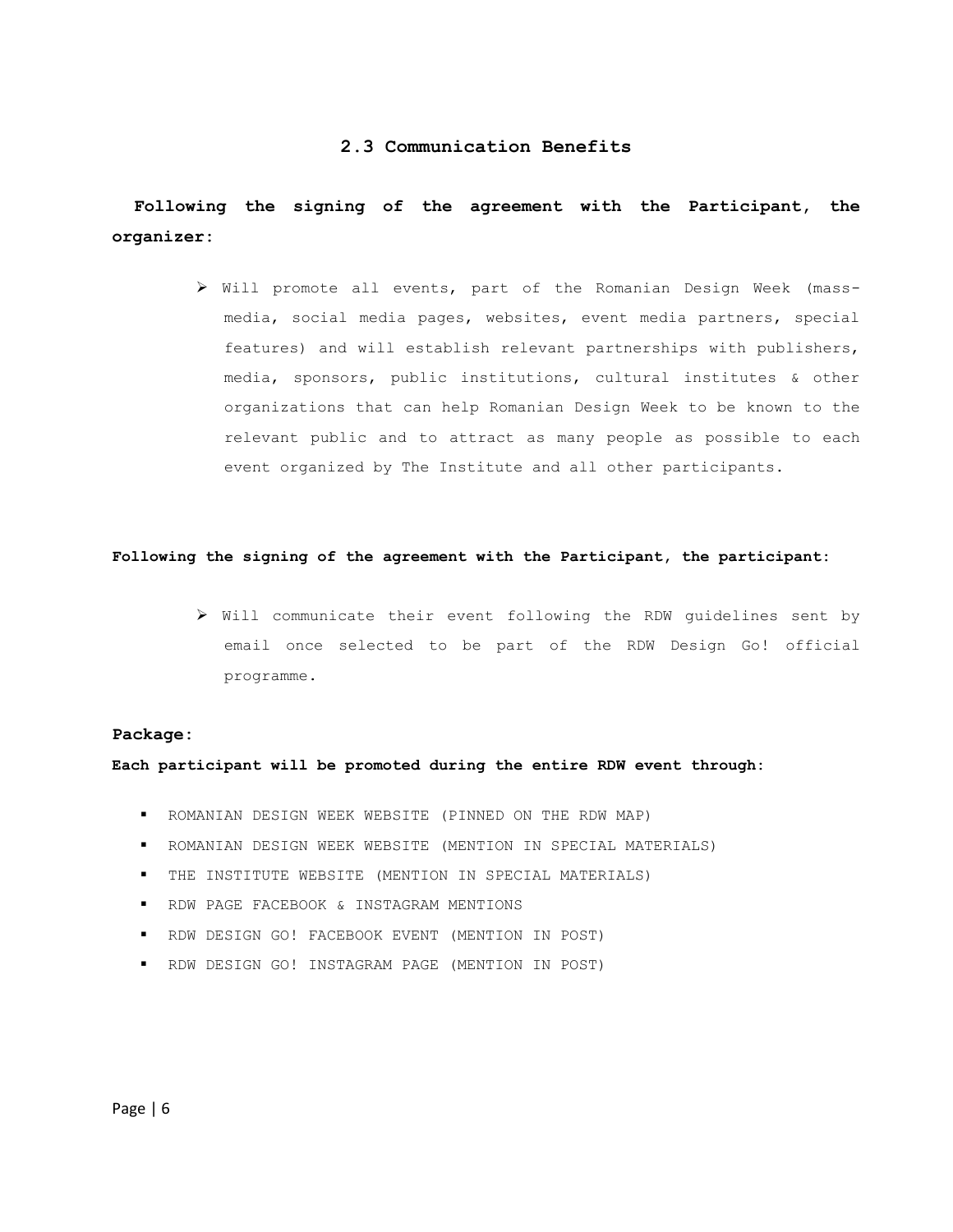## 2.3 Communication Benefits

**Following the signing of the agreement with the Participant, the organizer:**

- Will promote all events, part of the Romanian Design Week (mass-media, social media pages, websites, event media partners, special features) and will establish relevant partnerships with publishers, media, sponsors, public institutions, cultural institutes & other organizations that can help Romanian Design Week to be known to the relevant public and to attract as many people as possible to each event organized by The Institute and all other participants.

**Following the signing of the agreement with the Participant, the participant:**

- Will communicate their event following the RDW guidelines sent by email once selected to be part of the RDW Design Go! official programme.

**Package:**

**Each participant will be promoted during the entire RDW event through:**

- ROMANIAN DESIGN WEEK WEBSITE (PINNED ON THE RDW MAP)
- ROMANIAN DESIGN WEEK WEBSITE (MENTION IN SPECIAL MATERIALS)
- THE INSTITUTE WEBSITE (MENTION IN SPECIAL MATERIALS)
- RDW PAGE FACEBOOK & INSTAGRAM MENTIONS
- RDW DESIGN GO! FACEBOOK EVENT (MENTION IN POST)
- RDW DESIGN GO! INSTAGRAM PAGE (MENTION IN POST)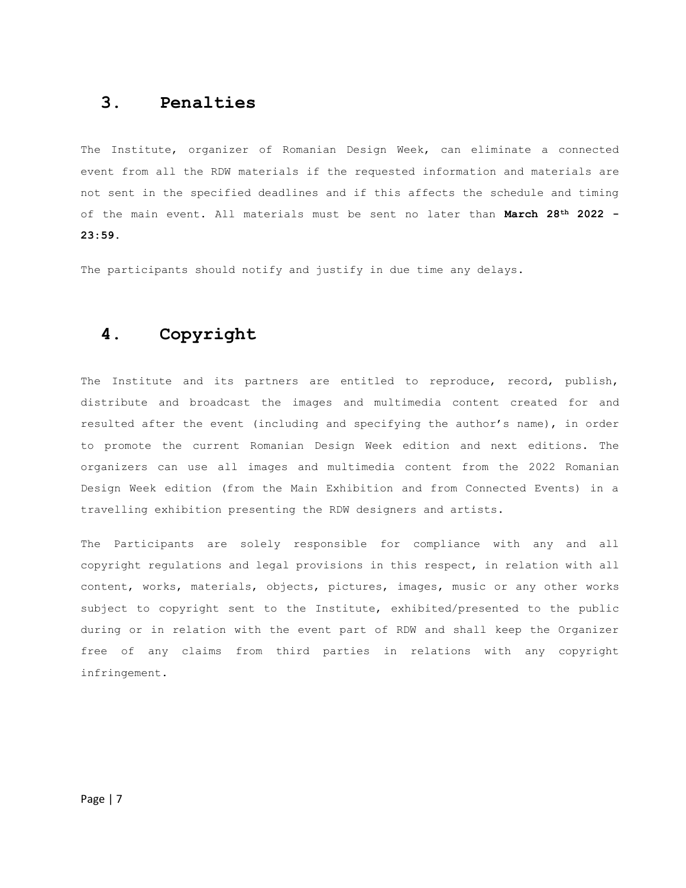## 3. Penalties

The Institute, organizer of Romanian Design Week, can eliminate a connected event from all the RDW materials if the requested information and materials are not sent in the specified deadlines and if this affects the schedule and timing of the main event. All materials must be sent no later than **March 28th 2022 - 23:59.**

The participants should notify and justify in due time any delays.

## 4. Copyright

The Institute and its partners are entitled to reproduce, record, publish, distribute and broadcast the images and multimedia content created for and resulted after the event (including and specifying the author's name), in order to promote the current Romanian Design Week edition and next editions. The organizers can use all images and multimedia content from the 2022 Romanian Design Week edition (from the Main Exhibition and from Connected Events) in a travelling exhibition presenting the RDW designers and artists.

The Participants are solely responsible for compliance with any and all copyright regulations and legal provisions in this respect, in relation with all content, works, materials, objects, pictures, images, music or any other works subject to copyright sent to the Institute, exhibited/presented to the public during or in relation with the event part of RDW and shall keep the Organizer free of any claims from third parties in relations with any copyright infringement.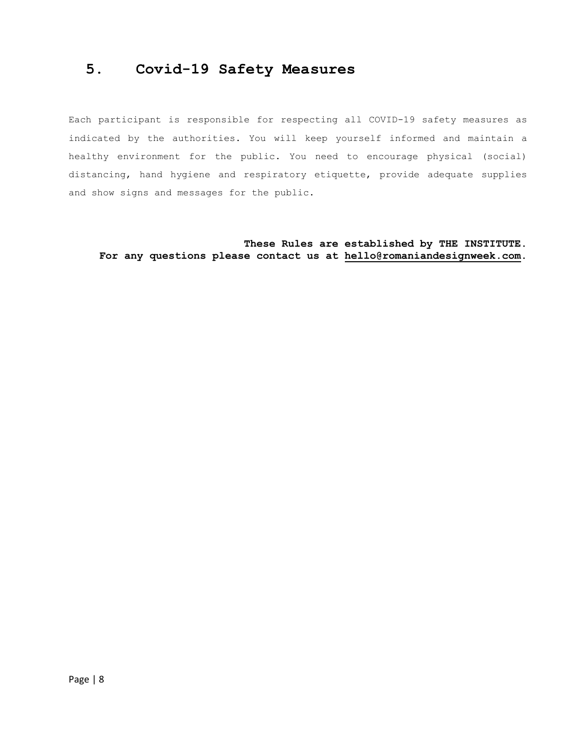## 5. Covid-19 Safety Measures

Each participant is responsible for respecting all COVID-19 safety measures as indicated by the authorities. You will keep yourself informed and maintain a healthy environment for the public. You need to encourage physical (social) distancing, hand hygiene and respiratory etiquette, provide adequate supplies and show signs and messages for the public.

**These Rules are established by THE INSTITUTE.**
**For any questions please contact us at hello@romaniandesignweek.com.**